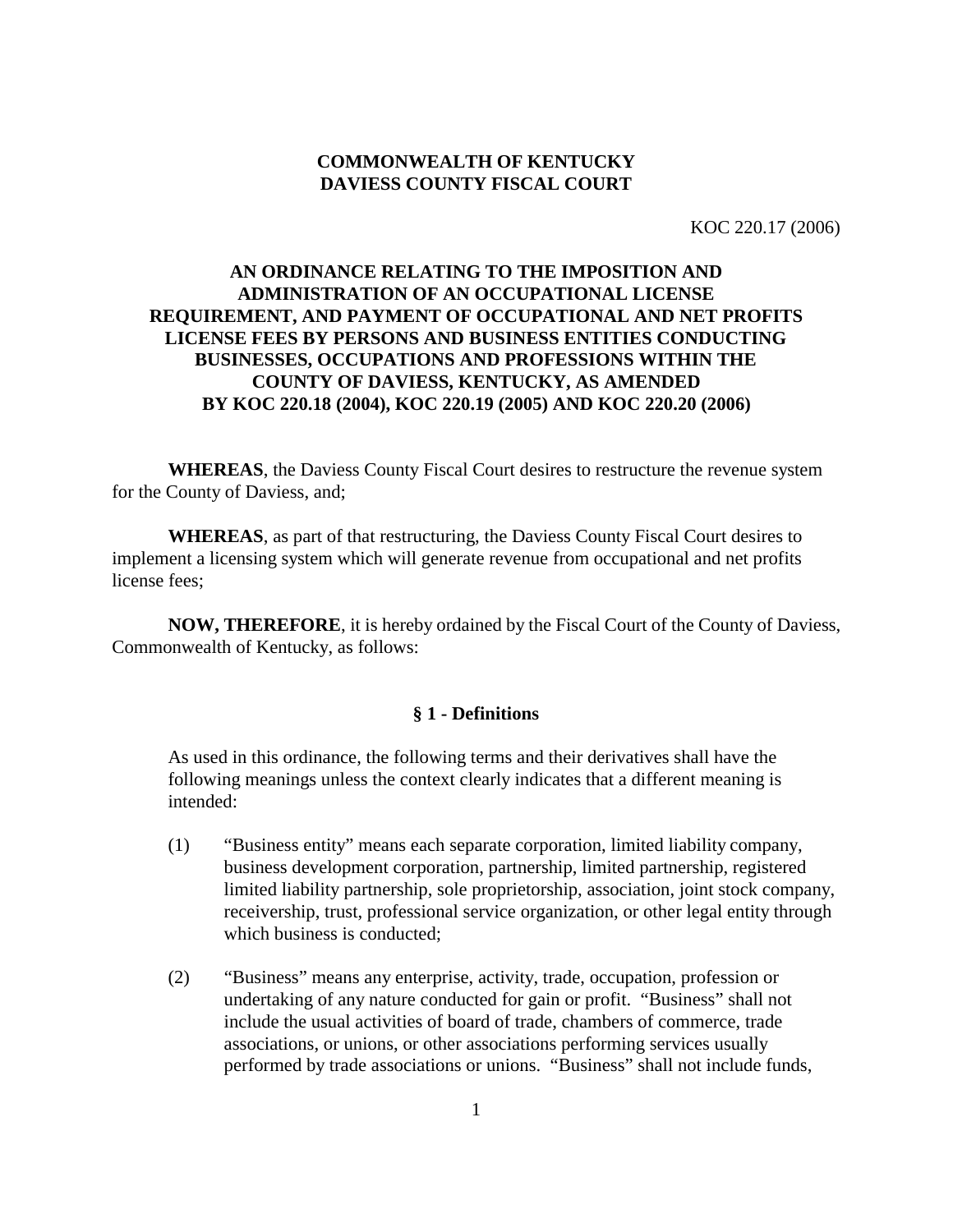**COMMONWEALTH OF KENTUCKY**
**DAVIESS COUNTY FISCAL COURT**

KOC 220.17 (2006)

# AN ORDINANCE RELATING TO THE IMPOSITION AND ADMINISTRATION OF AN OCCUPATIONAL LICENSE REQUIREMENT, AND PAYMENT OF OCCUPATIONAL AND NET PROFITS LICENSE FEES BY PERSONS AND BUSINESS ENTITIES CONDUCTING BUSINESSES, OCCUPATIONS AND PROFESSIONS WITHIN THE COUNTY OF DAVIESS, KENTUCKY, AS AMENDED BY KOC 220.18 (2004), KOC 220.19 (2005) AND KOC 220.20 (2006)

**WHEREAS**, the Daviess County Fiscal Court desires to restructure the revenue system for the County of Daviess, and;

**WHEREAS**, as part of that restructuring, the Daviess County Fiscal Court desires to implement a licensing system which will generate revenue from occupational and net profits license fees;

**NOW, THEREFORE**, it is hereby ordained by the Fiscal Court of the County of Daviess, Commonwealth of Kentucky, as follows:

## § 1 - Definitions

As used in this ordinance, the following terms and their derivatives shall have the following meanings unless the context clearly indicates that a different meaning is intended:

(1) "Business entity" means each separate corporation, limited liability company, business development corporation, partnership, limited partnership, registered limited liability partnership, sole proprietorship, association, joint stock company, receivership, trust, professional service organization, or other legal entity through which business is conducted;

(2) "Business" means any enterprise, activity, trade, occupation, profession or undertaking of any nature conducted for gain or profit. "Business" shall not include the usual activities of board of trade, chambers of commerce, trade associations, or unions, or other associations performing services usually performed by trade associations or unions. "Business" shall not include funds,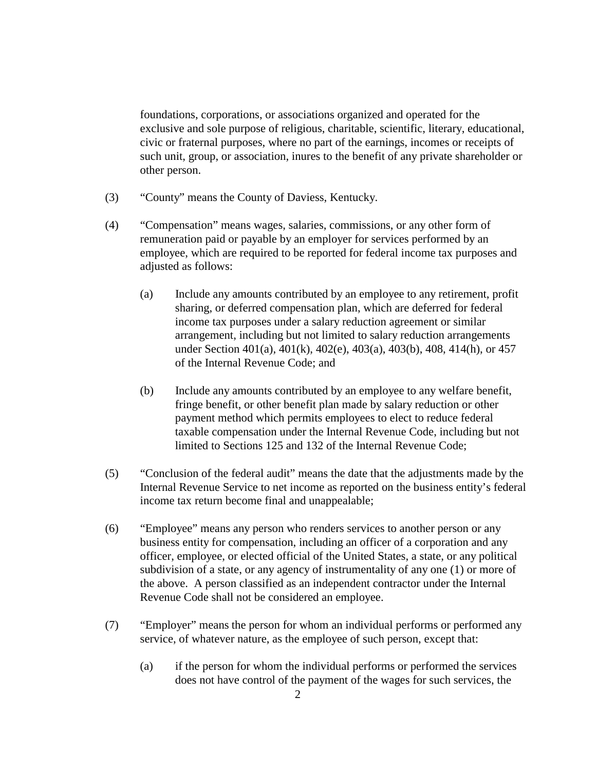foundations, corporations, or associations organized and operated for the exclusive and sole purpose of religious, charitable, scientific, literary, educational, civic or fraternal purposes, where no part of the earnings, incomes or receipts of such unit, group, or association, inures to the benefit of any private shareholder or other person.

(3) "County" means the County of Daviess, Kentucky.

(4) "Compensation" means wages, salaries, commissions, or any other form of remuneration paid or payable by an employer for services performed by an employee, which are required to be reported for federal income tax purposes and adjusted as follows:

> (a) Include any amounts contributed by an employee to any retirement, profit sharing, or deferred compensation plan, which are deferred for federal income tax purposes under a salary reduction agreement or similar arrangement, including but not limited to salary reduction arrangements under Section 401(a), 401(k), 402(e), 403(a), 403(b), 408, 414(h), or 457 of the Internal Revenue Code; and
>
> (b) Include any amounts contributed by an employee to any welfare benefit, fringe benefit, or other benefit plan made by salary reduction or other payment method which permits employees to elect to reduce federal taxable compensation under the Internal Revenue Code, including but not limited to Sections 125 and 132 of the Internal Revenue Code;

(5) "Conclusion of the federal audit" means the date that the adjustments made by the Internal Revenue Service to net income as reported on the business entity's federal income tax return become final and unappealable;

(6) "Employee" means any person who renders services to another person or any business entity for compensation, including an officer of a corporation and any officer, employee, or elected official of the United States, a state, or any political subdivision of a state, or any agency of instrumentality of any one (1) or more of the above. A person classified as an independent contractor under the Internal Revenue Code shall not be considered an employee.

(7) "Employer" means the person for whom an individual performs or performed any service, of whatever nature, as the employee of such person, except that:

> (a) if the person for whom the individual performs or performed the services does not have control of the payment of the wages for such services, the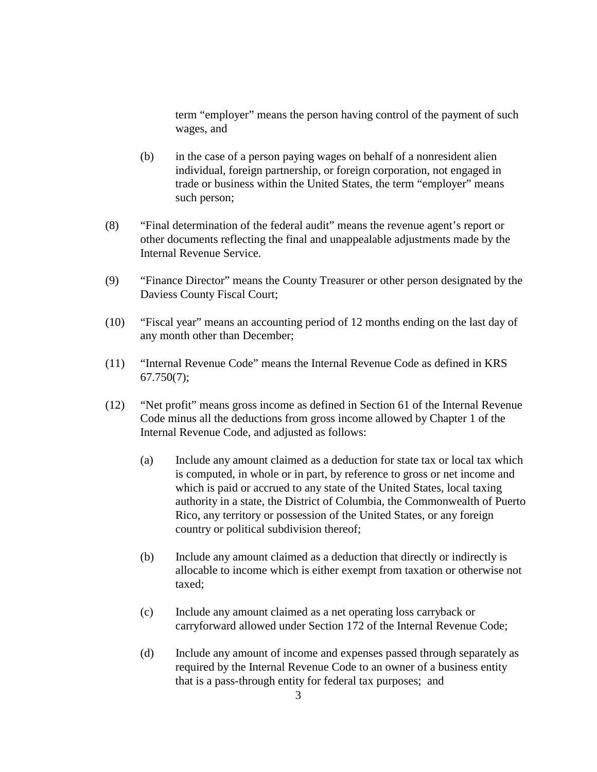term “employer” means the person having control of the payment of such wages, and

(b) in the case of a person paying wages on behalf of a nonresident alien individual, foreign partnership, or foreign corporation, not engaged in trade or business within the United States, the term “employer” means such person;

(8) “Final determination of the federal audit” means the revenue agent’s report or other documents reflecting the final and unappealable adjustments made by the Internal Revenue Service.

(9) “Finance Director” means the County Treasurer or other person designated by the Daviess County Fiscal Court;

(10) “Fiscal year” means an accounting period of 12 months ending on the last day of any month other than December;

(11) “Internal Revenue Code” means the Internal Revenue Code as defined in KRS 67.750(7);

(12) “Net profit” means gross income as defined in Section 61 of the Internal Revenue Code minus all the deductions from gross income allowed by Chapter 1 of the Internal Revenue Code, and adjusted as follows:

(a) Include any amount claimed as a deduction for state tax or local tax which is computed, in whole or in part, by reference to gross or net income and which is paid or accrued to any state of the United States, local taxing authority in a state, the District of Columbia, the Commonwealth of Puerto Rico, any territory or possession of the United States, or any foreign country or political subdivision thereof;

(b) Include any amount claimed as a deduction that directly or indirectly is allocable to income which is either exempt from taxation or otherwise not taxed;

(c) Include any amount claimed as a net operating loss carryback or carryforward allowed under Section 172 of the Internal Revenue Code;

(d) Include any amount of income and expenses passed through separately as required by the Internal Revenue Code to an owner of a business entity that is a pass-through entity for federal tax purposes; and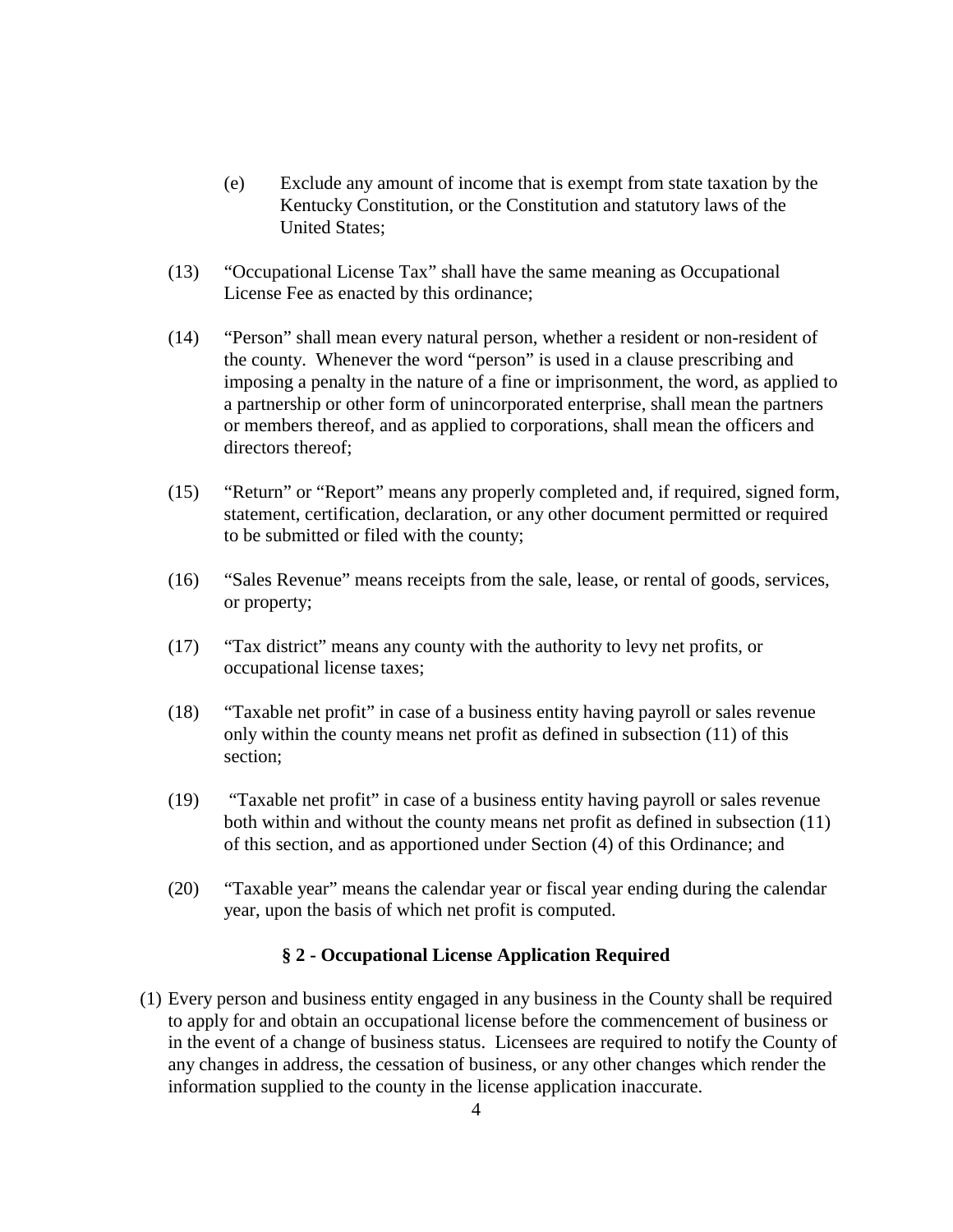(e) Exclude any amount of income that is exempt from state taxation by the Kentucky Constitution, or the Constitution and statutory laws of the United States;

(13) "Occupational License Tax" shall have the same meaning as Occupational License Fee as enacted by this ordinance;

(14) "Person" shall mean every natural person, whether a resident or non-resident of the county. Whenever the word "person" is used in a clause prescribing and imposing a penalty in the nature of a fine or imprisonment, the word, as applied to a partnership or other form of unincorporated enterprise, shall mean the partners or members thereof, and as applied to corporations, shall mean the officers and directors thereof;

(15) "Return" or "Report" means any properly completed and, if required, signed form, statement, certification, declaration, or any other document permitted or required to be submitted or filed with the county;

(16) "Sales Revenue" means receipts from the sale, lease, or rental of goods, services, or property;

(17) "Tax district" means any county with the authority to levy net profits, or occupational license taxes;

(18) "Taxable net profit" in case of a business entity having payroll or sales revenue only within the county means net profit as defined in subsection (11) of this section;

(19) "Taxable net profit" in case of a business entity having payroll or sales revenue both within and without the county means net profit as defined in subsection (11) of this section, and as apportioned under Section (4) of this Ordinance; and

(20) "Taxable year" means the calendar year or fiscal year ending during the calendar year, upon the basis of which net profit is computed.

### § 2 - Occupational License Application Required

(1) Every person and business entity engaged in any business in the County shall be required to apply for and obtain an occupational license before the commencement of business or in the event of a change of business status. Licensees are required to notify the County of any changes in address, the cessation of business, or any other changes which render the information supplied to the county in the license application inaccurate.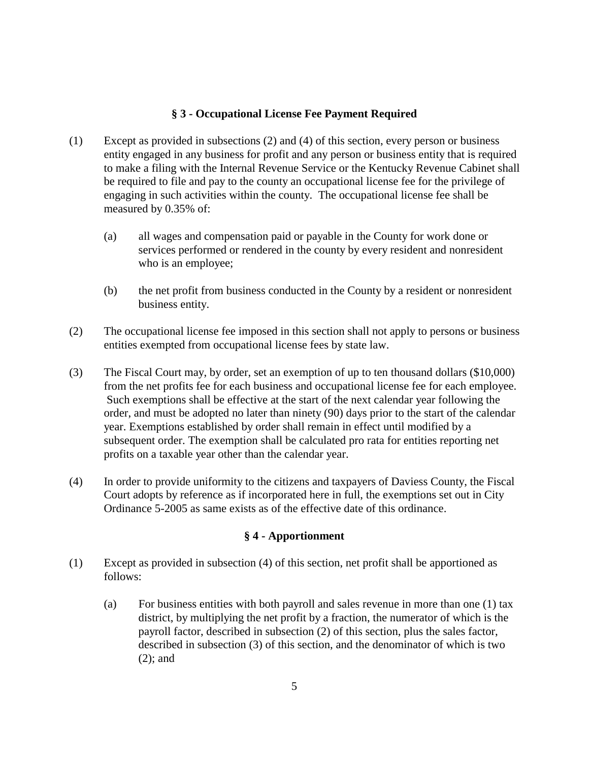### § 3 - Occupational License Fee Payment Required

(1) Except as provided in subsections (2) and (4) of this section, every person or business entity engaged in any business for profit and any person or business entity that is required to make a filing with the Internal Revenue Service or the Kentucky Revenue Cabinet shall be required to file and pay to the county an occupational license fee for the privilege of engaging in such activities within the county. The occupational license fee shall be measured by 0.35% of:

> (a) all wages and compensation paid or payable in the County for work done or services performed or rendered in the county by every resident and nonresident who is an employee;
>
> (b) the net profit from business conducted in the County by a resident or nonresident business entity.

(2) The occupational license fee imposed in this section shall not apply to persons or business entities exempted from occupational license fees by state law.

(3) The Fiscal Court may, by order, set an exemption of up to ten thousand dollars ($10,000) from the net profits fee for each business and occupational license fee for each employee. Such exemptions shall be effective at the start of the next calendar year following the order, and must be adopted no later than ninety (90) days prior to the start of the calendar year. Exemptions established by order shall remain in effect until modified by a subsequent order. The exemption shall be calculated pro rata for entities reporting net profits on a taxable year other than the calendar year.

(4) In order to provide uniformity to the citizens and taxpayers of Daviess County, the Fiscal Court adopts by reference as if incorporated here in full, the exemptions set out in City Ordinance 5-2005 as same exists as of the effective date of this ordinance.

### § 4 - Apportionment

(1) Except as provided in subsection (4) of this section, net profit shall be apportioned as follows:

> (a) For business entities with both payroll and sales revenue in more than one (1) tax district, by multiplying the net profit by a fraction, the numerator of which is the payroll factor, described in subsection (2) of this section, plus the sales factor, described in subsection (3) of this section, and the denominator of which is two (2); and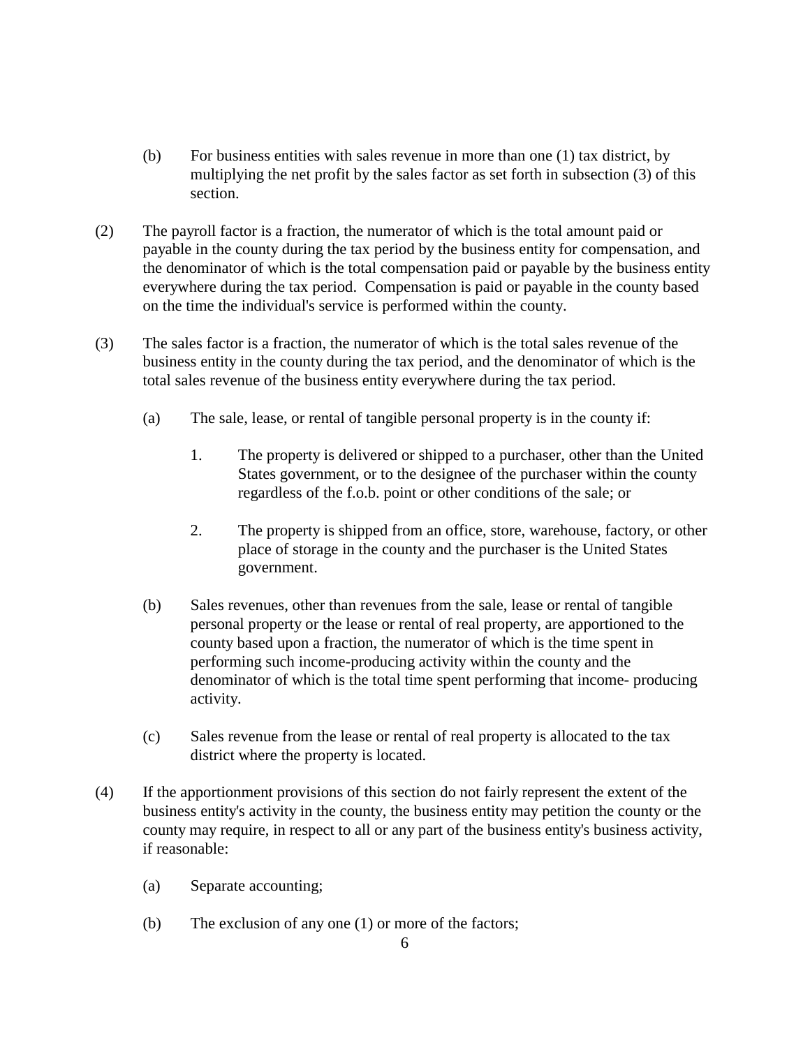(b) For business entities with sales revenue in more than one (1) tax district, by multiplying the net profit by the sales factor as set forth in subsection (3) of this section.

(2) The payroll factor is a fraction, the numerator of which is the total amount paid or payable in the county during the tax period by the business entity for compensation, and the denominator of which is the total compensation paid or payable by the business entity everywhere during the tax period. Compensation is paid or payable in the county based on the time the individual's service is performed within the county.

(3) The sales factor is a fraction, the numerator of which is the total sales revenue of the business entity in the county during the tax period, and the denominator of which is the total sales revenue of the business entity everywhere during the tax period.

(a) The sale, lease, or rental of tangible personal property is in the county if:

1. The property is delivered or shipped to a purchaser, other than the United States government, or to the designee of the purchaser within the county regardless of the f.o.b. point or other conditions of the sale; or

2. The property is shipped from an office, store, warehouse, factory, or other place of storage in the county and the purchaser is the United States government.

(b) Sales revenues, other than revenues from the sale, lease or rental of tangible personal property or the lease or rental of real property, are apportioned to the county based upon a fraction, the numerator of which is the time spent in performing such income-producing activity within the county and the denominator of which is the total time spent performing that income- producing activity.

(c) Sales revenue from the lease or rental of real property is allocated to the tax district where the property is located.

(4) If the apportionment provisions of this section do not fairly represent the extent of the business entity's activity in the county, the business entity may petition the county or the county may require, in respect to all or any part of the business entity's business activity, if reasonable:

(a) Separate accounting;

(b) The exclusion of any one (1) or more of the factors;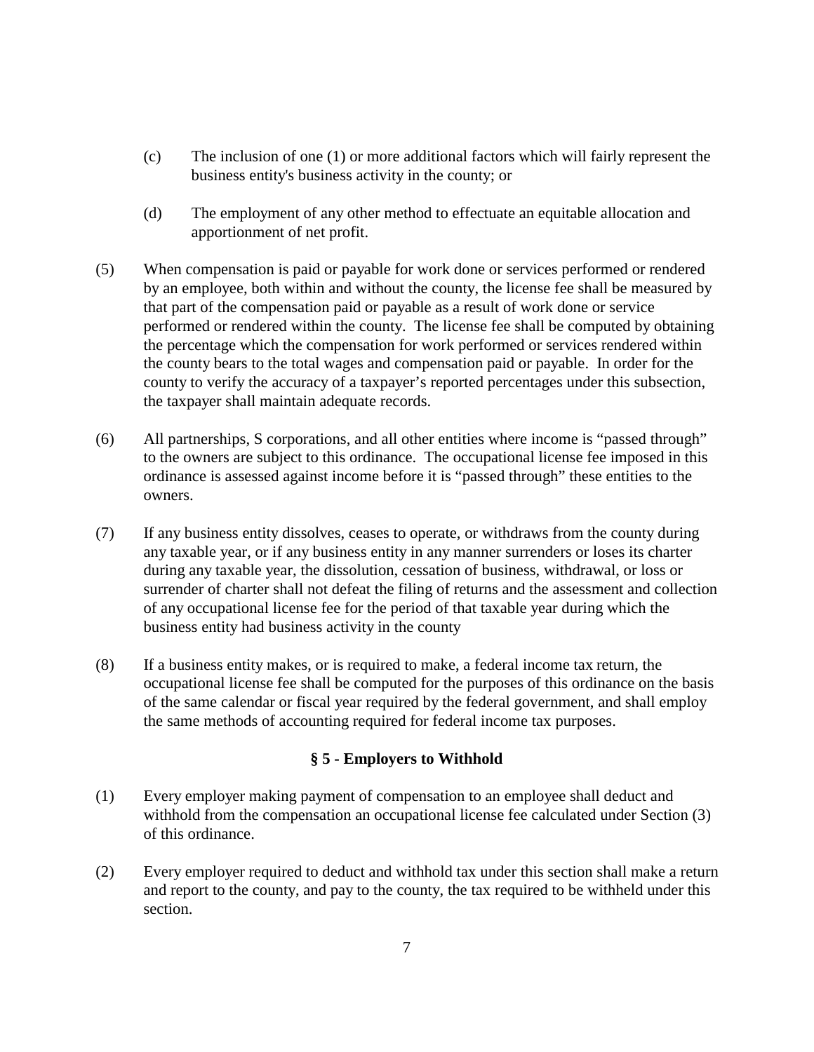(c) The inclusion of one (1) or more additional factors which will fairly represent the business entity's business activity in the county; or

(d) The employment of any other method to effectuate an equitable allocation and apportionment of net profit.

(5) When compensation is paid or payable for work done or services performed or rendered by an employee, both within and without the county, the license fee shall be measured by that part of the compensation paid or payable as a result of work done or service performed or rendered within the county. The license fee shall be computed by obtaining the percentage which the compensation for work performed or services rendered within the county bears to the total wages and compensation paid or payable. In order for the county to verify the accuracy of a taxpayer's reported percentages under this subsection, the taxpayer shall maintain adequate records.

(6) All partnerships, S corporations, and all other entities where income is "passed through" to the owners are subject to this ordinance. The occupational license fee imposed in this ordinance is assessed against income before it is "passed through" these entities to the owners.

(7) If any business entity dissolves, ceases to operate, or withdraws from the county during any taxable year, or if any business entity in any manner surrenders or loses its charter during any taxable year, the dissolution, cessation of business, withdrawal, or loss or surrender of charter shall not defeat the filing of returns and the assessment and collection of any occupational license fee for the period of that taxable year during which the business entity had business activity in the county

(8) If a business entity makes, or is required to make, a federal income tax return, the occupational license fee shall be computed for the purposes of this ordinance on the basis of the same calendar or fiscal year required by the federal government, and shall employ the same methods of accounting required for federal income tax purposes.

## § 5 - Employers to Withhold

(1) Every employer making payment of compensation to an employee shall deduct and withhold from the compensation an occupational license fee calculated under Section (3) of this ordinance.

(2) Every employer required to deduct and withhold tax under this section shall make a return and report to the county, and pay to the county, the tax required to be withheld under this section.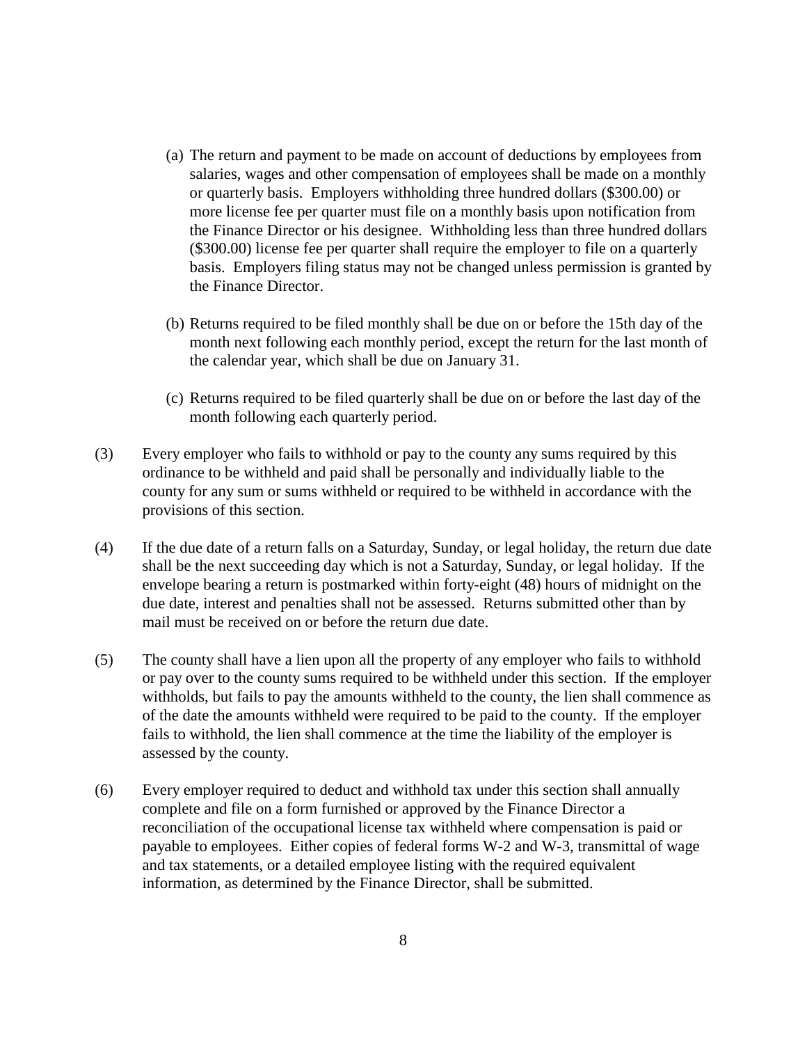(a) The return and payment to be made on account of deductions by employees from salaries, wages and other compensation of employees shall be made on a monthly or quarterly basis. Employers withholding three hundred dollars ($300.00) or more license fee per quarter must file on a monthly basis upon notification from the Finance Director or his designee. Withholding less than three hundred dollars ($300.00) license fee per quarter shall require the employer to file on a quarterly basis. Employers filing status may not be changed unless permission is granted by the Finance Director.

(b) Returns required to be filed monthly shall be due on or before the 15th day of the month next following each monthly period, except the return for the last month of the calendar year, which shall be due on January 31.

(c) Returns required to be filed quarterly shall be due on or before the last day of the month following each quarterly period.

(3) Every employer who fails to withhold or pay to the county any sums required by this ordinance to be withheld and paid shall be personally and individually liable to the county for any sum or sums withheld or required to be withheld in accordance with the provisions of this section.

(4) If the due date of a return falls on a Saturday, Sunday, or legal holiday, the return due date shall be the next succeeding day which is not a Saturday, Sunday, or legal holiday. If the envelope bearing a return is postmarked within forty-eight (48) hours of midnight on the due date, interest and penalties shall not be assessed. Returns submitted other than by mail must be received on or before the return due date.

(5) The county shall have a lien upon all the property of any employer who fails to withhold or pay over to the county sums required to be withheld under this section. If the employer withholds, but fails to pay the amounts withheld to the county, the lien shall commence as of the date the amounts withheld were required to be paid to the county. If the employer fails to withhold, the lien shall commence at the time the liability of the employer is assessed by the county.

(6) Every employer required to deduct and withhold tax under this section shall annually complete and file on a form furnished or approved by the Finance Director a reconciliation of the occupational license tax withheld where compensation is paid or payable to employees. Either copies of federal forms W-2 and W-3, transmittal of wage and tax statements, or a detailed employee listing with the required equivalent information, as determined by the Finance Director, shall be submitted.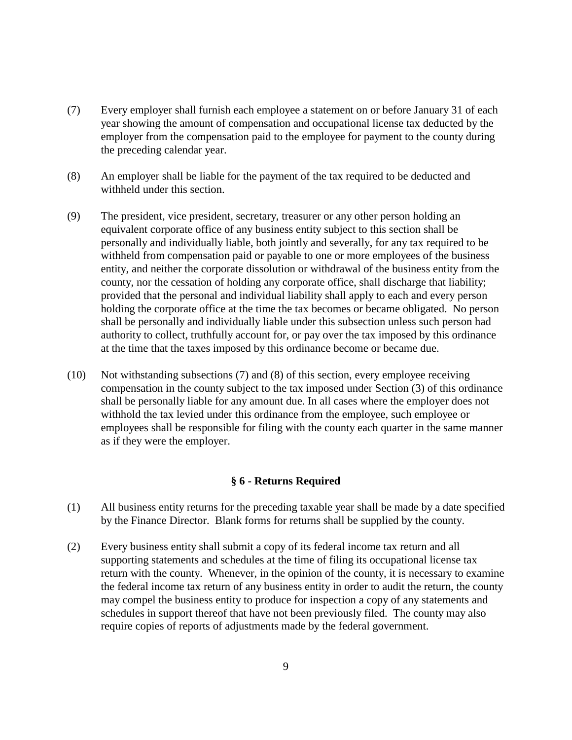(7) Every employer shall furnish each employee a statement on or before January 31 of each year showing the amount of compensation and occupational license tax deducted by the employer from the compensation paid to the employee for payment to the county during the preceding calendar year.

(8) An employer shall be liable for the payment of the tax required to be deducted and withheld under this section.

(9) The president, vice president, secretary, treasurer or any other person holding an equivalent corporate office of any business entity subject to this section shall be personally and individually liable, both jointly and severally, for any tax required to be withheld from compensation paid or payable to one or more employees of the business entity, and neither the corporate dissolution or withdrawal of the business entity from the county, nor the cessation of holding any corporate office, shall discharge that liability; provided that the personal and individual liability shall apply to each and every person holding the corporate office at the time the tax becomes or became obligated. No person shall be personally and individually liable under this subsection unless such person had authority to collect, truthfully account for, or pay over the tax imposed by this ordinance at the time that the taxes imposed by this ordinance become or became due.

(10) Not withstanding subsections (7) and (8) of this section, every employee receiving compensation in the county subject to the tax imposed under Section (3) of this ordinance shall be personally liable for any amount due. In all cases where the employer does not withhold the tax levied under this ordinance from the employee, such employee or employees shall be responsible for filing with the county each quarter in the same manner as if they were the employer.

### § 6 - Returns Required

(1) All business entity returns for the preceding taxable year shall be made by a date specified by the Finance Director. Blank forms for returns shall be supplied by the county.

(2) Every business entity shall submit a copy of its federal income tax return and all supporting statements and schedules at the time of filing its occupational license tax return with the county. Whenever, in the opinion of the county, it is necessary to examine the federal income tax return of any business entity in order to audit the return, the county may compel the business entity to produce for inspection a copy of any statements and schedules in support thereof that have not been previously filed. The county may also require copies of reports of adjustments made by the federal government.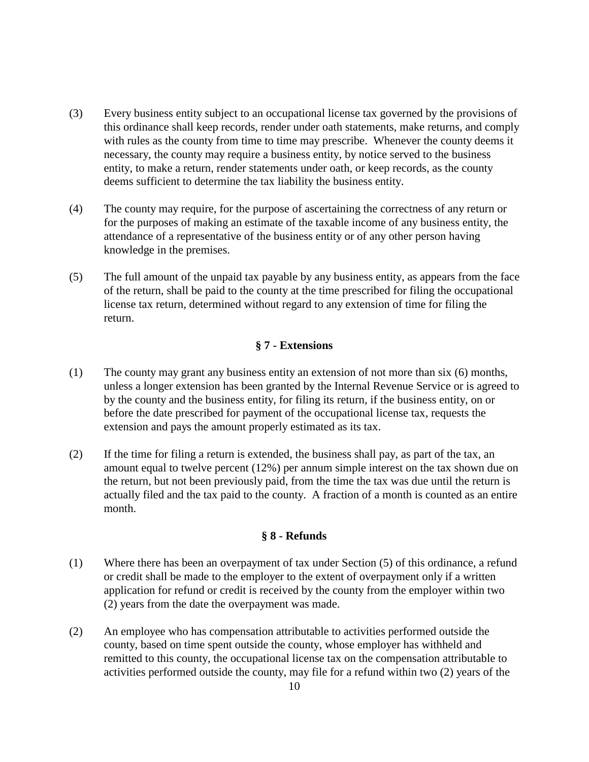(3) Every business entity subject to an occupational license tax governed by the provisions of this ordinance shall keep records, render under oath statements, make returns, and comply with rules as the county from time to time may prescribe. Whenever the county deems it necessary, the county may require a business entity, by notice served to the business entity, to make a return, render statements under oath, or keep records, as the county deems sufficient to determine the tax liability the business entity.

(4) The county may require, for the purpose of ascertaining the correctness of any return or for the purposes of making an estimate of the taxable income of any business entity, the attendance of a representative of the business entity or of any other person having knowledge in the premises.

(5) The full amount of the unpaid tax payable by any business entity, as appears from the face of the return, shall be paid to the county at the time prescribed for filing the occupational license tax return, determined without regard to any extension of time for filing the return.

### § 7 - Extensions

(1) The county may grant any business entity an extension of not more than six (6) months, unless a longer extension has been granted by the Internal Revenue Service or is agreed to by the county and the business entity, for filing its return, if the business entity, on or before the date prescribed for payment of the occupational license tax, requests the extension and pays the amount properly estimated as its tax.

(2) If the time for filing a return is extended, the business shall pay, as part of the tax, an amount equal to twelve percent (12%) per annum simple interest on the tax shown due on the return, but not been previously paid, from the time the tax was due until the return is actually filed and the tax paid to the county. A fraction of a month is counted as an entire month.

### § 8 - Refunds

(1) Where there has been an overpayment of tax under Section (5) of this ordinance, a refund or credit shall be made to the employer to the extent of overpayment only if a written application for refund or credit is received by the county from the employer within two (2) years from the date the overpayment was made.

(2) An employee who has compensation attributable to activities performed outside the county, based on time spent outside the county, whose employer has withheld and remitted to this county, the occupational license tax on the compensation attributable to activities performed outside the county, may file for a refund within two (2) years of the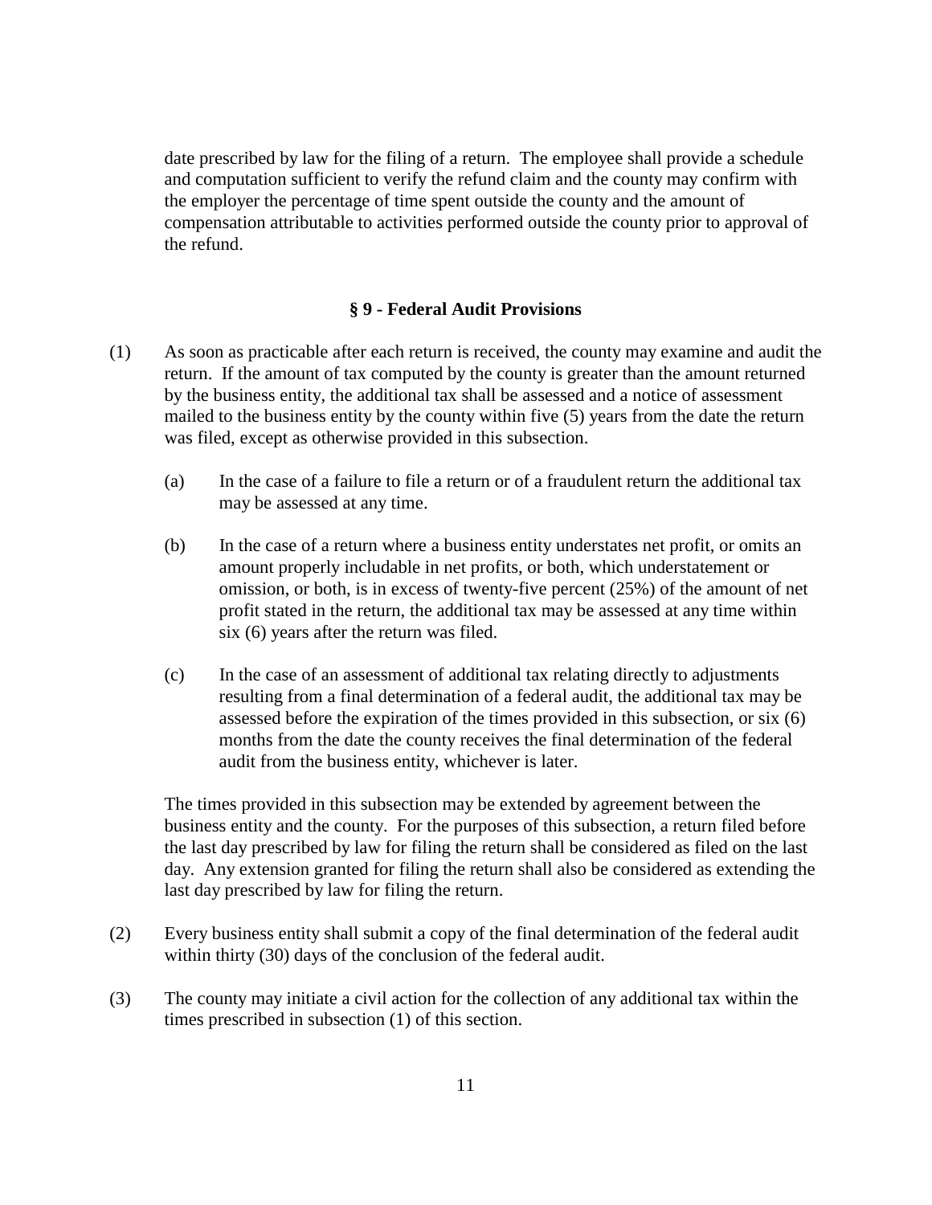date prescribed by law for the filing of a return. The employee shall provide a schedule and computation sufficient to verify the refund claim and the county may confirm with the employer the percentage of time spent outside the county and the amount of compensation attributable to activities performed outside the county prior to approval of the refund.

### § 9 - Federal Audit Provisions

(1) As soon as practicable after each return is received, the county may examine and audit the return. If the amount of tax computed by the county is greater than the amount returned by the business entity, the additional tax shall be assessed and a notice of assessment mailed to the business entity by the county within five (5) years from the date the return was filed, except as otherwise provided in this subsection.

(a) In the case of a failure to file a return or of a fraudulent return the additional tax may be assessed at any time.

(b) In the case of a return where a business entity understates net profit, or omits an amount properly includable in net profits, or both, which understatement or omission, or both, is in excess of twenty-five percent (25%) of the amount of net profit stated in the return, the additional tax may be assessed at any time within six (6) years after the return was filed.

(c) In the case of an assessment of additional tax relating directly to adjustments resulting from a final determination of a federal audit, the additional tax may be assessed before the expiration of the times provided in this subsection, or six (6) months from the date the county receives the final determination of the federal audit from the business entity, whichever is later.

The times provided in this subsection may be extended by agreement between the business entity and the county. For the purposes of this subsection, a return filed before the last day prescribed by law for filing the return shall be considered as filed on the last day. Any extension granted for filing the return shall also be considered as extending the last day prescribed by law for filing the return.

(2) Every business entity shall submit a copy of the final determination of the federal audit within thirty (30) days of the conclusion of the federal audit.

(3) The county may initiate a civil action for the collection of any additional tax within the times prescribed in subsection (1) of this section.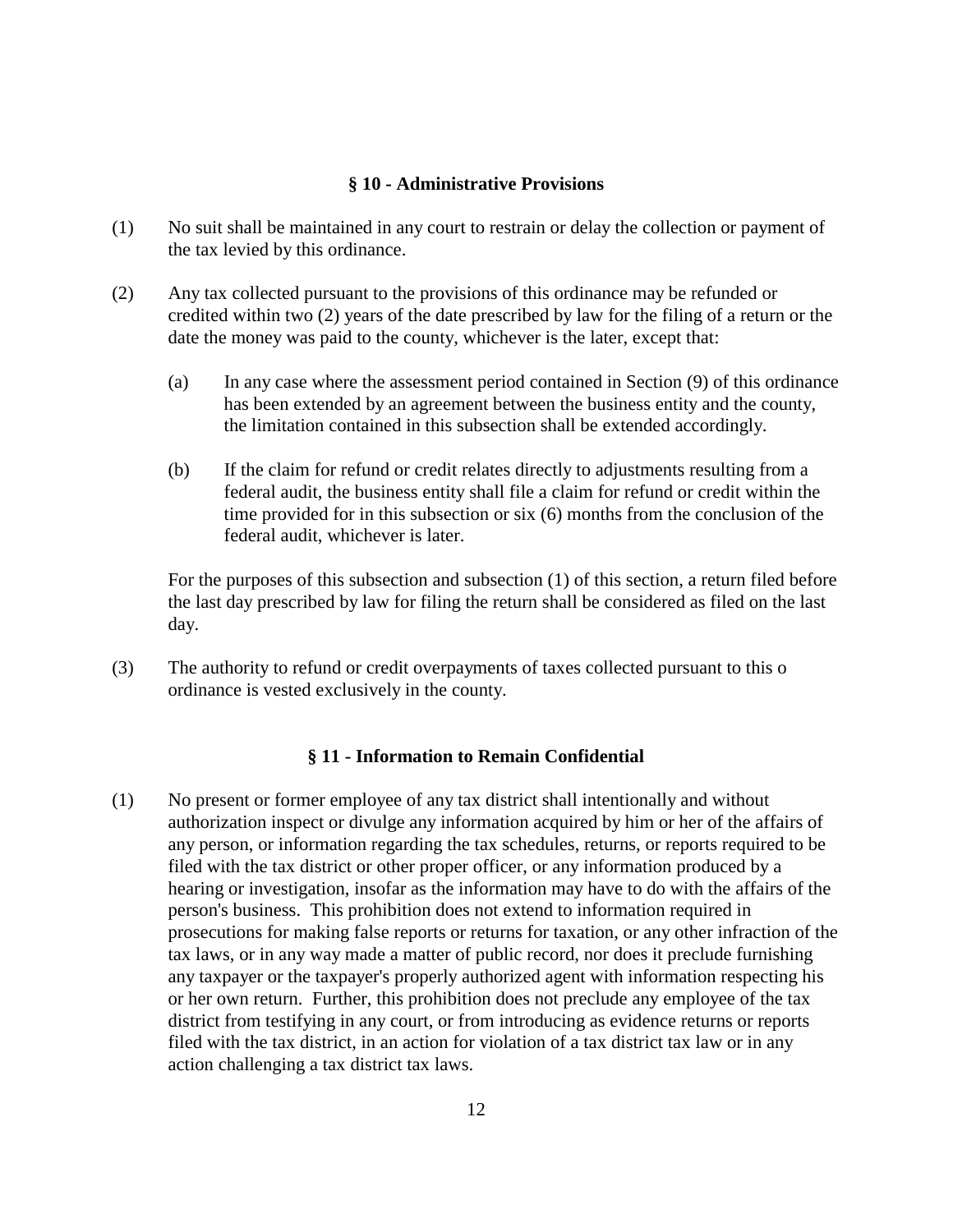### § 10 - Administrative Provisions

(1) No suit shall be maintained in any court to restrain or delay the collection or payment of the tax levied by this ordinance.

(2) Any tax collected pursuant to the provisions of this ordinance may be refunded or credited within two (2) years of the date prescribed by law for the filing of a return or the date the money was paid to the county, whichever is the later, except that:

(a) In any case where the assessment period contained in Section (9) of this ordinance has been extended by an agreement between the business entity and the county, the limitation contained in this subsection shall be extended accordingly.

(b) If the claim for refund or credit relates directly to adjustments resulting from a federal audit, the business entity shall file a claim for refund or credit within the time provided for in this subsection or six (6) months from the conclusion of the federal audit, whichever is later.

For the purposes of this subsection and subsection (1) of this section, a return filed before the last day prescribed by law for filing the return shall be considered as filed on the last day.

(3) The authority to refund or credit overpayments of taxes collected pursuant to this o ordinance is vested exclusively in the county.

### § 11 - Information to Remain Confidential

(1) No present or former employee of any tax district shall intentionally and without authorization inspect or divulge any information acquired by him or her of the affairs of any person, or information regarding the tax schedules, returns, or reports required to be filed with the tax district or other proper officer, or any information produced by a hearing or investigation, insofar as the information may have to do with the affairs of the person's business. This prohibition does not extend to information required in prosecutions for making false reports or returns for taxation, or any other infraction of the tax laws, or in any way made a matter of public record, nor does it preclude furnishing any taxpayer or the taxpayer's properly authorized agent with information respecting his or her own return. Further, this prohibition does not preclude any employee of the tax district from testifying in any court, or from introducing as evidence returns or reports filed with the tax district, in an action for violation of a tax district tax law or in any action challenging a tax district tax laws.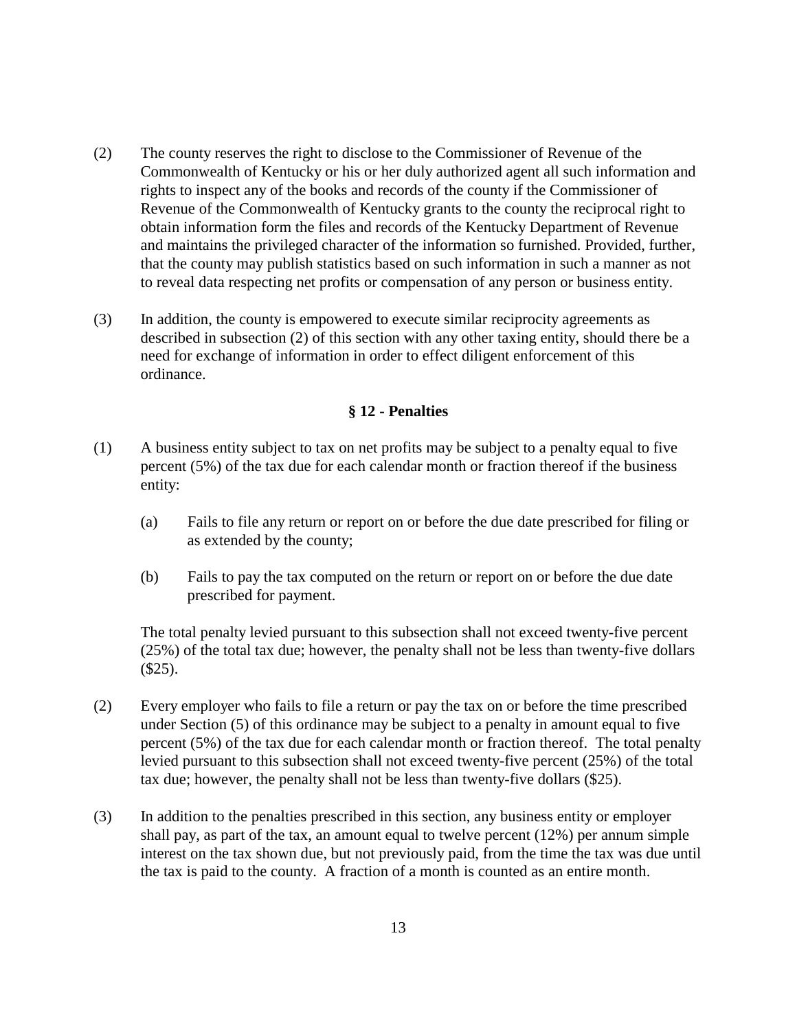(2) The county reserves the right to disclose to the Commissioner of Revenue of the Commonwealth of Kentucky or his or her duly authorized agent all such information and rights to inspect any of the books and records of the county if the Commissioner of Revenue of the Commonwealth of Kentucky grants to the county the reciprocal right to obtain information form the files and records of the Kentucky Department of Revenue and maintains the privileged character of the information so furnished. Provided, further, that the county may publish statistics based on such information in such a manner as not to reveal data respecting net profits or compensation of any person or business entity.

(3) In addition, the county is empowered to execute similar reciprocity agreements as described in subsection (2) of this section with any other taxing entity, should there be a need for exchange of information in order to effect diligent enforcement of this ordinance.

## § 12 - Penalties

(1) A business entity subject to tax on net profits may be subject to a penalty equal to five percent (5%) of the tax due for each calendar month or fraction thereof if the business entity:

  (a) Fails to file any return or report on or before the due date prescribed for filing or as extended by the county;

  (b) Fails to pay the tax computed on the return or report on or before the due date prescribed for payment.

  The total penalty levied pursuant to this subsection shall not exceed twenty-five percent (25%) of the total tax due; however, the penalty shall not be less than twenty-five dollars ($25).

(2) Every employer who fails to file a return or pay the tax on or before the time prescribed under Section (5) of this ordinance may be subject to a penalty in amount equal to five percent (5%) of the tax due for each calendar month or fraction thereof. The total penalty levied pursuant to this subsection shall not exceed twenty-five percent (25%) of the total tax due; however, the penalty shall not be less than twenty-five dollars ($25).

(3) In addition to the penalties prescribed in this section, any business entity or employer shall pay, as part of the tax, an amount equal to twelve percent (12%) per annum simple interest on the tax shown due, but not previously paid, from the time the tax was due until the tax is paid to the county. A fraction of a month is counted as an entire month.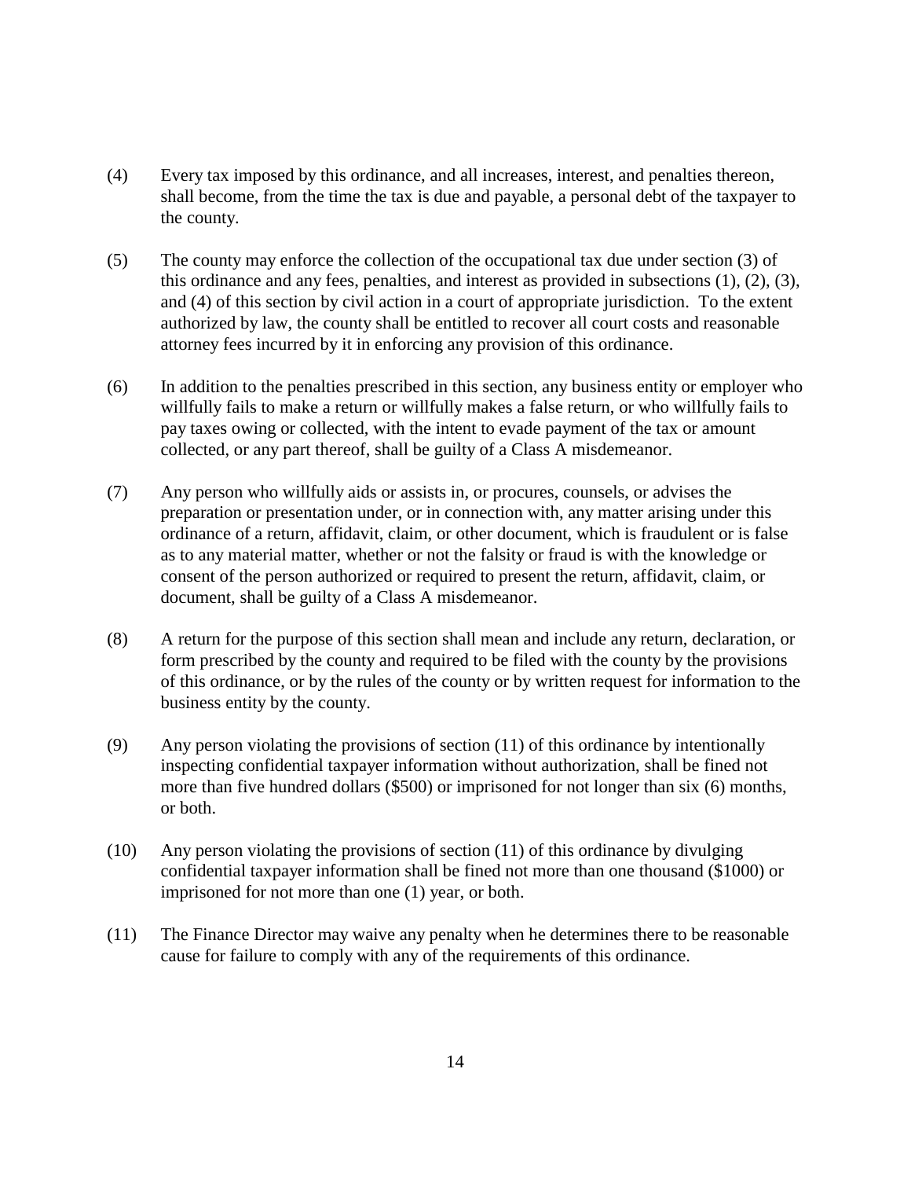(4) Every tax imposed by this ordinance, and all increases, interest, and penalties thereon, shall become, from the time the tax is due and payable, a personal debt of the taxpayer to the county.

(5) The county may enforce the collection of the occupational tax due under section (3) of this ordinance and any fees, penalties, and interest as provided in subsections (1), (2), (3), and (4) of this section by civil action in a court of appropriate jurisdiction. To the extent authorized by law, the county shall be entitled to recover all court costs and reasonable attorney fees incurred by it in enforcing any provision of this ordinance.

(6) In addition to the penalties prescribed in this section, any business entity or employer who willfully fails to make a return or willfully makes a false return, or who willfully fails to pay taxes owing or collected, with the intent to evade payment of the tax or amount collected, or any part thereof, shall be guilty of a Class A misdemeanor.

(7) Any person who willfully aids or assists in, or procures, counsels, or advises the preparation or presentation under, or in connection with, any matter arising under this ordinance of a return, affidavit, claim, or other document, which is fraudulent or is false as to any material matter, whether or not the falsity or fraud is with the knowledge or consent of the person authorized or required to present the return, affidavit, claim, or document, shall be guilty of a Class A misdemeanor.

(8) A return for the purpose of this section shall mean and include any return, declaration, or form prescribed by the county and required to be filed with the county by the provisions of this ordinance, or by the rules of the county or by written request for information to the business entity by the county.

(9) Any person violating the provisions of section (11) of this ordinance by intentionally inspecting confidential taxpayer information without authorization, shall be fined not more than five hundred dollars ($500) or imprisoned for not longer than six (6) months, or both.

(10) Any person violating the provisions of section (11) of this ordinance by divulging confidential taxpayer information shall be fined not more than one thousand ($1000) or imprisoned for not more than one (1) year, or both.

(11) The Finance Director may waive any penalty when he determines there to be reasonable cause for failure to comply with any of the requirements of this ordinance.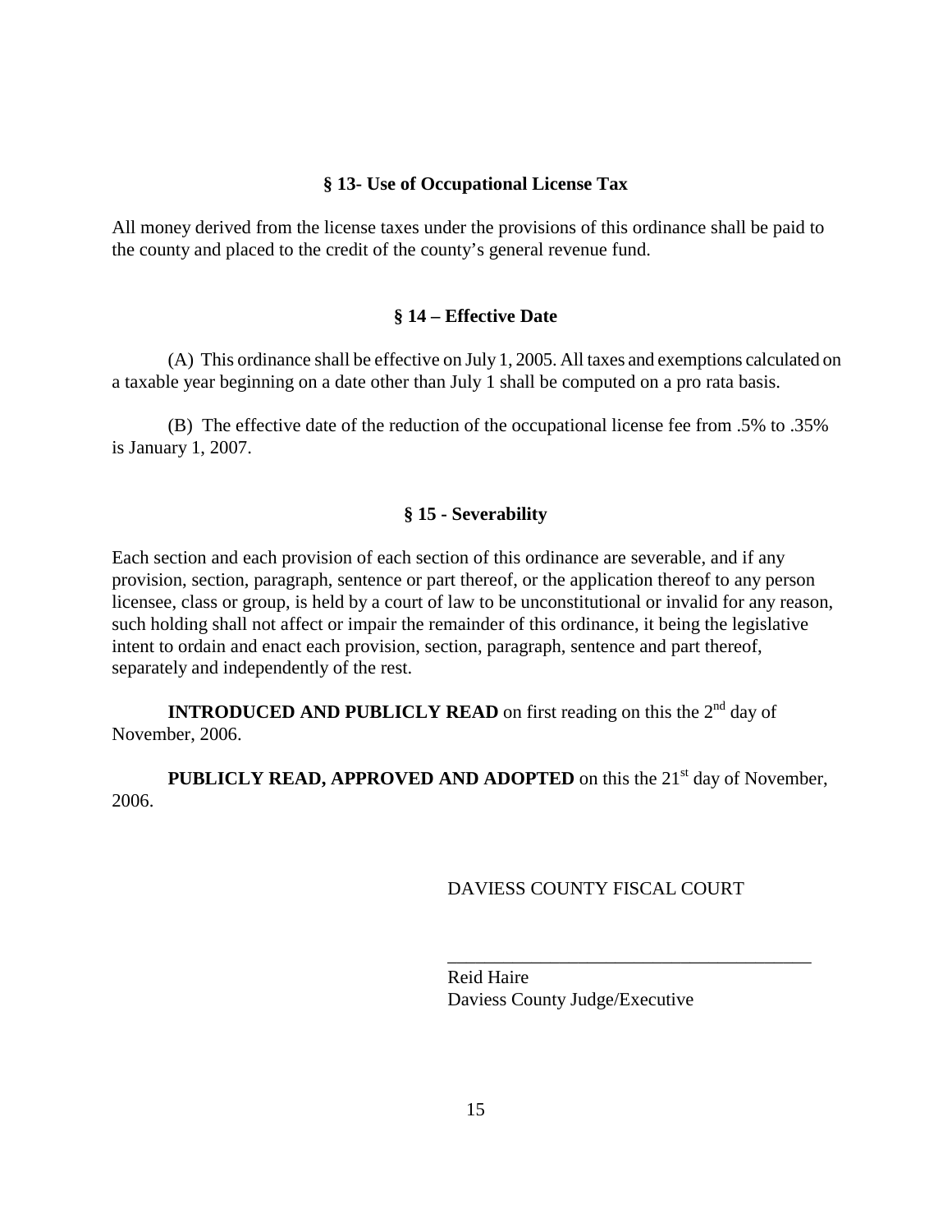### § 13- Use of Occupational License Tax

All money derived from the license taxes under the provisions of this ordinance shall be paid to the county and placed to the credit of the county's general revenue fund.

### § 14 – Effective Date

(A) This ordinance shall be effective on July 1, 2005. All taxes and exemptions calculated on a taxable year beginning on a date other than July 1 shall be computed on a pro rata basis.

(B) The effective date of the reduction of the occupational license fee from .5% to .35% is January 1, 2007.

### § 15 - Severability

Each section and each provision of each section of this ordinance are severable, and if any provision, section, paragraph, sentence or part thereof, or the application thereof to any person licensee, class or group, is held by a court of law to be unconstitutional or invalid for any reason, such holding shall not affect or impair the remainder of this ordinance, it being the legislative intent to ordain and enact each provision, section, paragraph, sentence and part thereof, separately and independently of the rest.

**INTRODUCED AND PUBLICLY READ** on first reading on this the 2nd day of November, 2006.

**PUBLICLY READ, APPROVED AND ADOPTED** on this the 21st day of November, 2006.

DAVIESS COUNTY FISCAL COURT

\_\_\_\_\_\_\_\_\_\_\_\_\_\_\_\_\_\_\_\_\_\_\_\_\_\_\_\_\_\_\_\_\_\_\_\_\_\_\_\_

Reid Haire
Daviess County Judge/Executive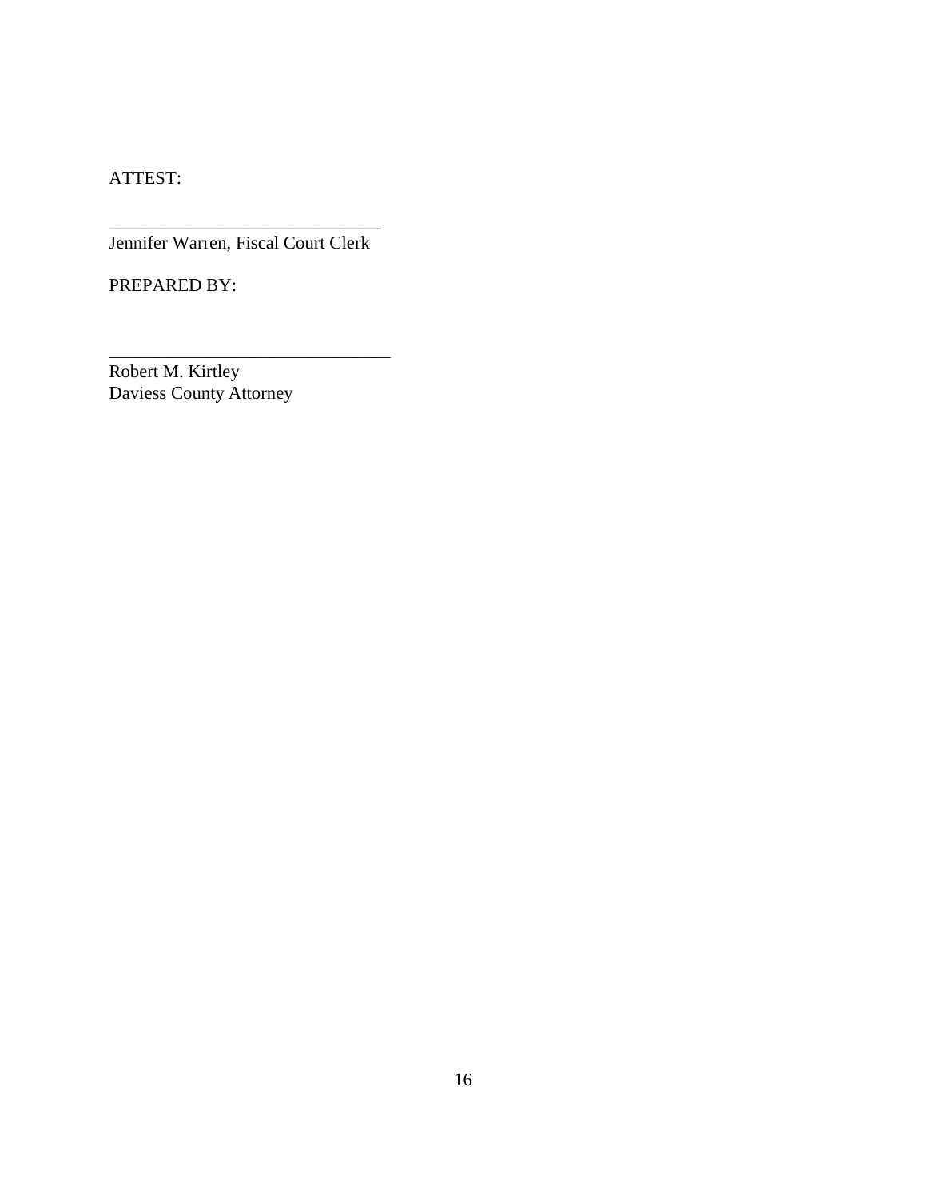ATTEST:

______________________________
Jennifer Warren, Fiscal Court Clerk

PREPARED BY:

_______________________________
Robert M. Kirtley
Daviess County Attorney